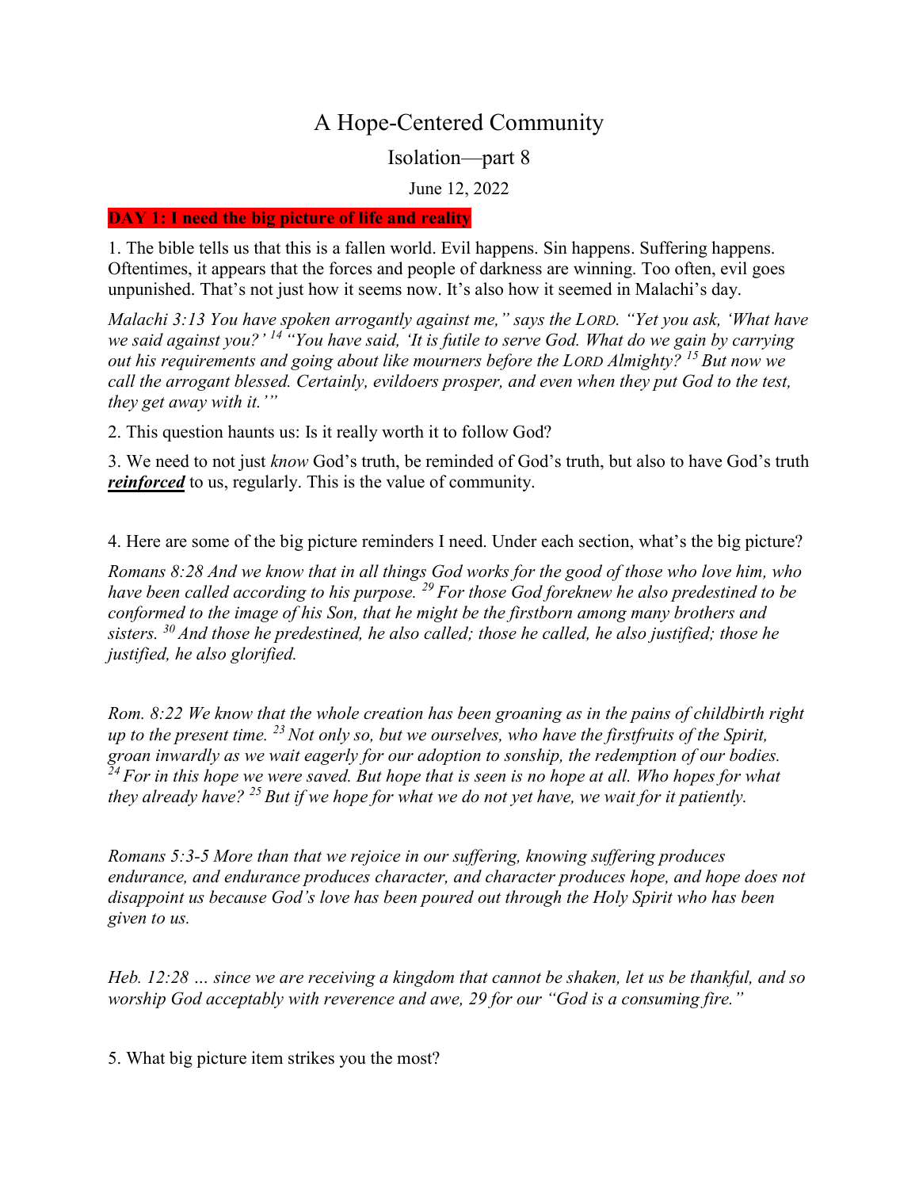# A Hope-Centered Community

## Isolation—part 8

June 12, 2022

**DAY 1: I need the big picture of life and reality**

1. The bible tells us that this is a fallen world. Evil happens. Sin happens. Suffering happens. Oftentimes, it appears that the forces and people of darkness are winning. Too often, evil goes unpunished. That's not just how it seems now. It's also how it seemed in Malachi's day.

*Malachi 3:13 You have spoken arrogantly against me," says the LORD. "Yet you ask, 'What have we said against you?' [14] "You have said, 'It is futile to serve God. What do we gain by carrying out his requirements and going about like mourners before the LORD Almighty? [15] But now we call the arrogant blessed. Certainly, evildoers prosper, and even when they put God to the test, they get away with it.'"*

2. This question haunts us: Is it really worth it to follow God?

3. We need to not just *know* God's truth, be reminded of God's truth, but also to have God's truth ***reinforced*** to us, regularly. This is the value of community.

4. Here are some of the big picture reminders I need. Under each section, what's the big picture?

*Romans 8:28 And we know that in all things God works for the good of those who love him, who have been called according to his purpose. [29] For those God foreknew he also predestined to be conformed to the image of his Son, that he might be the firstborn among many brothers and sisters. [30] And those he predestined, he also called; those he called, he also justified; those he justified, he also glorified.*

*Rom. 8:22 We know that the whole creation has been groaning as in the pains of childbirth right up to the present time. [23] Not only so, but we ourselves, who have the firstfruits of the Spirit, groan inwardly as we wait eagerly for our adoption to sonship, the redemption of our bodies. [24] For in this hope we were saved. But hope that is seen is no hope at all. Who hopes for what they already have? [25] But if we hope for what we do not yet have, we wait for it patiently.*

*Romans 5:3-5 More than that we rejoice in our suffering, knowing suffering produces endurance, and endurance produces character, and character produces hope, and hope does not disappoint us because God's love has been poured out through the Holy Spirit who has been given to us.*

*Heb. 12:28 … since we are receiving a kingdom that cannot be shaken, let us be thankful, and so worship God acceptably with reverence and awe, 29 for our "God is a consuming fire."*

5. What big picture item strikes you the most?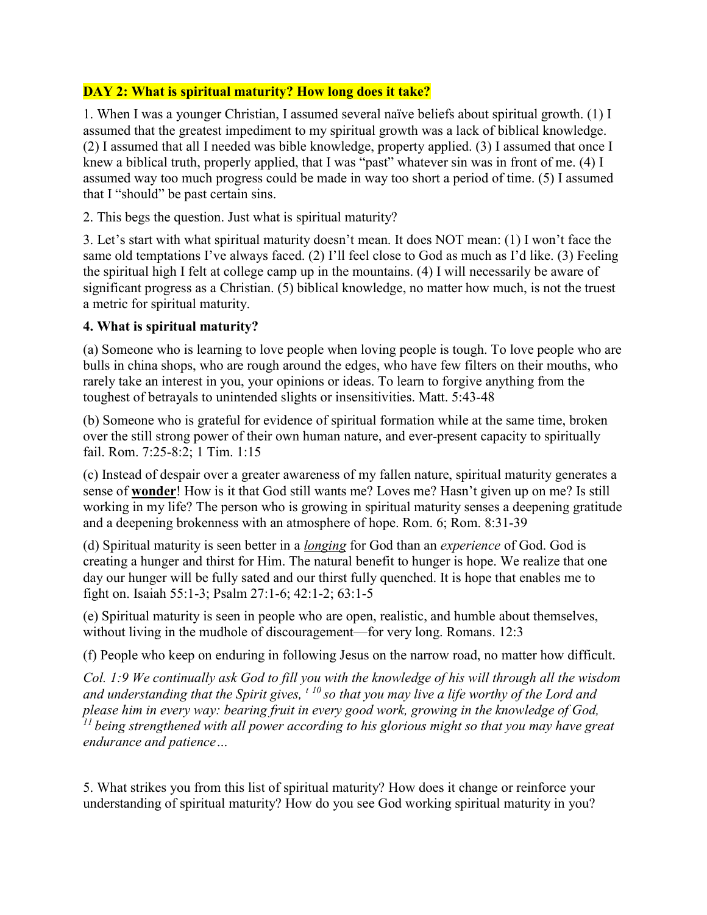**DAY 2: What is spiritual maturity? How long does it take?**

1. When I was a younger Christian, I assumed several naïve beliefs about spiritual growth. (1) I assumed that the greatest impediment to my spiritual growth was a lack of biblical knowledge. (2) I assumed that all I needed was bible knowledge, property applied. (3) I assumed that once I knew a biblical truth, properly applied, that I was "past" whatever sin was in front of me. (4) I assumed way too much progress could be made in way too short a period of time. (5) I assumed that I "should" be past certain sins.

2. This begs the question. Just what is spiritual maturity?

3. Let's start with what spiritual maturity doesn't mean. It does NOT mean: (1) I won't face the same old temptations I've always faced. (2) I'll feel close to God as much as I'd like. (3) Feeling the spiritual high I felt at college camp up in the mountains. (4) I will necessarily be aware of significant progress as a Christian. (5) biblical knowledge, no matter how much, is not the truest a metric for spiritual maturity.

**4. What is spiritual maturity?**

(a) Someone who is learning to love people when loving people is tough. To love people who are bulls in china shops, who are rough around the edges, who have few filters on their mouths, who rarely take an interest in you, your opinions or ideas. To learn to forgive anything from the toughest of betrayals to unintended slights or insensitivities. Matt. 5:43-48

(b) Someone who is grateful for evidence of spiritual formation while at the same time, broken over the still strong power of their own human nature, and ever-present capacity to spiritually fail. Rom. 7:25-8:2; 1 Tim. 1:15

(c) Instead of despair over a greater awareness of my fallen nature, spiritual maturity generates a sense of <u>**wonder**</u>! How is it that God still wants me? Loves me? Hasn't given up on me? Is still working in my life? The person who is growing in spiritual maturity senses a deepening gratitude and a deepening brokenness with an atmosphere of hope. Rom. 6; Rom. 8:31-39

(d) Spiritual maturity is seen better in a <u>*longing*</u> for God than an *experience* of God. God is creating a hunger and thirst for Him. The natural benefit to hunger is hope. We realize that one day our hunger will be fully sated and our thirst fully quenched. It is hope that enables me to fight on. Isaiah 55:1-3; Psalm 27:1-6; 42:1-2; 63:1-5

(e) Spiritual maturity is seen in people who are open, realistic, and humble about themselves, without living in the mudhole of discouragement—for very long. Romans. 12:3

(f) People who keep on enduring in following Jesus on the narrow road, no matter how difficult.

*Col. 1:9 We continually ask God to fill you with the knowledge of his will through all the wisdom and understanding that the Spirit gives, [t] [10] so that you may live a life worthy of the Lord and please him in every way: bearing fruit in every good work, growing in the knowledge of God, [11] being strengthened with all power according to his glorious might so that you may have great endurance and patience…*

5. What strikes you from this list of spiritual maturity? How does it change or reinforce your understanding of spiritual maturity? How do you see God working spiritual maturity in you?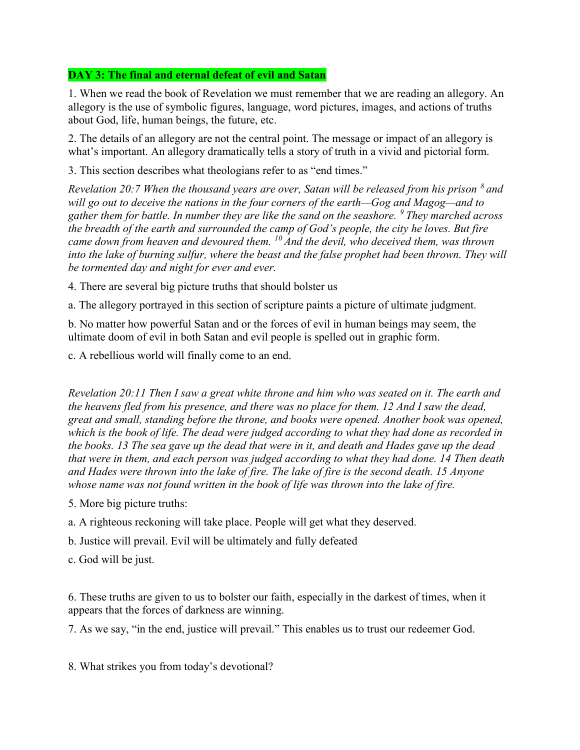**DAY 3: The final and eternal defeat of evil and Satan**

1. When we read the book of Revelation we must remember that we are reading an allegory. An allegory is the use of symbolic figures, language, word pictures, images, and actions of truths about God, life, human beings, the future, etc.

2. The details of an allegory are not the central point. The message or impact of an allegory is what's important. An allegory dramatically tells a story of truth in a vivid and pictorial form.

3. This section describes what theologians refer to as "end times."

*Revelation 20:7 When the thousand years are over, Satan will be released from his prison [8] and will go out to deceive the nations in the four corners of the earth—Gog and Magog—and to gather them for battle. In number they are like the sand on the seashore. [9] They marched across the breadth of the earth and surrounded the camp of God's people, the city he loves. But fire came down from heaven and devoured them. [10] And the devil, who deceived them, was thrown into the lake of burning sulfur, where the beast and the false prophet had been thrown. They will be tormented day and night for ever and ever.*

4. There are several big picture truths that should bolster us

a. The allegory portrayed in this section of scripture paints a picture of ultimate judgment.

b. No matter how powerful Satan and or the forces of evil in human beings may seem, the ultimate doom of evil in both Satan and evil people is spelled out in graphic form.

c. A rebellious world will finally come to an end.

*Revelation 20:11 Then I saw a great white throne and him who was seated on it. The earth and the heavens fled from his presence, and there was no place for them. 12 And I saw the dead, great and small, standing before the throne, and books were opened. Another book was opened, which is the book of life. The dead were judged according to what they had done as recorded in the books. 13 The sea gave up the dead that were in it, and death and Hades gave up the dead that were in them, and each person was judged according to what they had done. 14 Then death and Hades were thrown into the lake of fire. The lake of fire is the second death. 15 Anyone whose name was not found written in the book of life was thrown into the lake of fire.*

5. More big picture truths:

a. A righteous reckoning will take place. People will get what they deserved.

b. Justice will prevail. Evil will be ultimately and fully defeated

c. God will be just.

6. These truths are given to us to bolster our faith, especially in the darkest of times, when it appears that the forces of darkness are winning.

7. As we say, "in the end, justice will prevail." This enables us to trust our redeemer God.

8. What strikes you from today's devotional?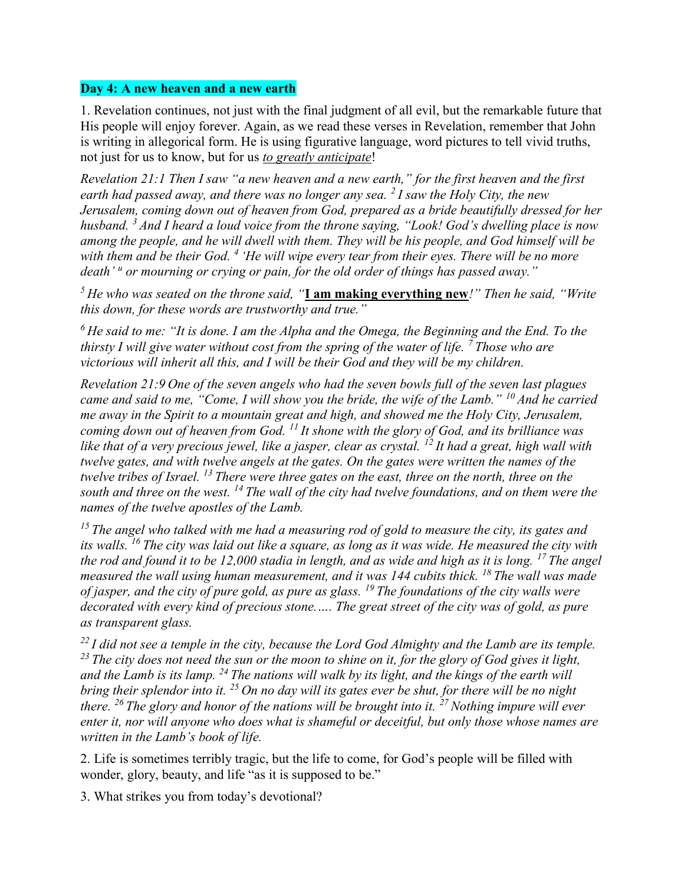**Day 4: A new heaven and a new earth**

1. Revelation continues, not just with the final judgment of all evil, but the remarkable future that His people will enjoy forever. Again, as we read these verses in Revelation, remember that John is writing in allegorical form. He is using figurative language, word pictures to tell vivid truths, not just for us to know, but for us *to greatly anticipate*!

*Revelation 21:1 Then I saw "a new heaven and a new earth," for the first heaven and the first earth had passed away, and there was no longer any sea. [2] I saw the Holy City, the new Jerusalem, coming down out of heaven from God, prepared as a bride beautifully dressed for her husband. [3] And I heard a loud voice from the throne saying, "Look! God's dwelling place is now among the people, and he will dwell with them. They will be his people, and God himself will be with them and be their God. [4] 'He will wipe every tear from their eyes. There will be no more death' [u] or mourning or crying or pain, for the old order of things has passed away."*

*[5] He who was seated on the throne said, "***I am making everything new***!" Then he said, "Write this down, for these words are trustworthy and true."*

*[6] He said to me: "It is done. I am the Alpha and the Omega, the Beginning and the End. To the thirsty I will give water without cost from the spring of the water of life. [7] Those who are victorious will inherit all this, and I will be their God and they will be my children.*

*Revelation 21:9 One of the seven angels who had the seven bowls full of the seven last plagues came and said to me, "Come, I will show you the bride, the wife of the Lamb." [10] And he carried me away in the Spirit to a mountain great and high, and showed me the Holy City, Jerusalem, coming down out of heaven from God. [11] It shone with the glory of God, and its brilliance was like that of a very precious jewel, like a jasper, clear as crystal. [12] It had a great, high wall with twelve gates, and with twelve angels at the gates. On the gates were written the names of the twelve tribes of Israel. [13] There were three gates on the east, three on the north, three on the south and three on the west. [14] The wall of the city had twelve foundations, and on them were the names of the twelve apostles of the Lamb.*

*[15] The angel who talked with me had a measuring rod of gold to measure the city, its gates and its walls. [16] The city was laid out like a square, as long as it was wide. He measured the city with the rod and found it to be 12,000 stadia in length, and as wide and high as it is long. [17] The angel measured the wall using human measurement, and it was 144 cubits thick. [18] The wall was made of jasper, and the city of pure gold, as pure as glass. [19] The foundations of the city walls were decorated with every kind of precious stone….. The great street of the city was of gold, as pure as transparent glass.*

*[22] I did not see a temple in the city, because the Lord God Almighty and the Lamb are its temple. [23] The city does not need the sun or the moon to shine on it, for the glory of God gives it light, and the Lamb is its lamp. [24] The nations will walk by its light, and the kings of the earth will bring their splendor into it. [25] On no day will its gates ever be shut, for there will be no night there. [26] The glory and honor of the nations will be brought into it. [27] Nothing impure will ever enter it, nor will anyone who does what is shameful or deceitful, but only those whose names are written in the Lamb's book of life.*

2. Life is sometimes terribly tragic, but the life to come, for God's people will be filled with wonder, glory, beauty, and life "as it is supposed to be."

3. What strikes you from today's devotional?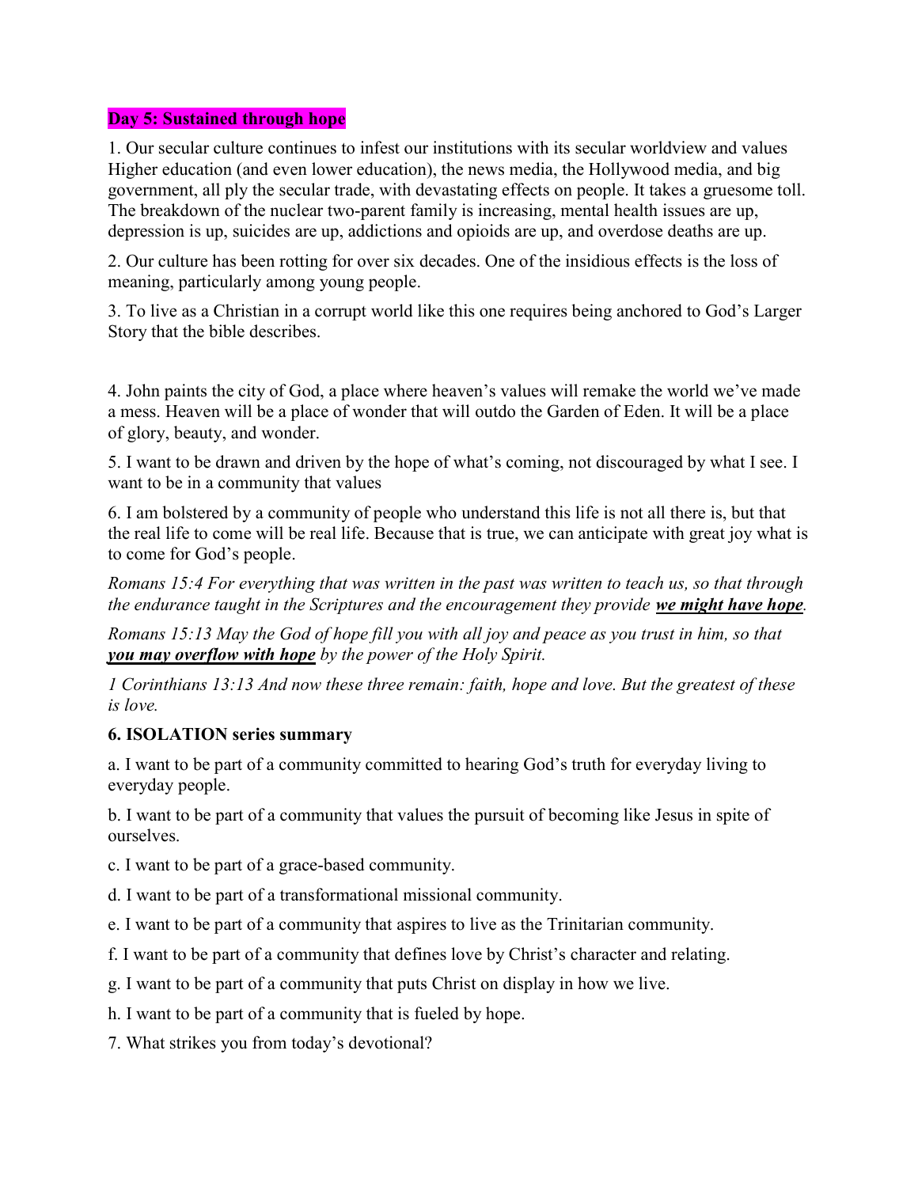**Day 5: Sustained through hope**

1. Our secular culture continues to infest our institutions with its secular worldview and values Higher education (and even lower education), the news media, the Hollywood media, and big government, all ply the secular trade, with devastating effects on people. It takes a gruesome toll. The breakdown of the nuclear two-parent family is increasing, mental health issues are up, depression is up, suicides are up, addictions and opioids are up, and overdose deaths are up.

2. Our culture has been rotting for over six decades. One of the insidious effects is the loss of meaning, particularly among young people.

3. To live as a Christian in a corrupt world like this one requires being anchored to God's Larger Story that the bible describes.

4. John paints the city of God, a place where heaven's values will remake the world we've made a mess. Heaven will be a place of wonder that will outdo the Garden of Eden. It will be a place of glory, beauty, and wonder.

5. I want to be drawn and driven by the hope of what's coming, not discouraged by what I see. I want to be in a community that values

6. I am bolstered by a community of people who understand this life is not all there is, but that the real life to come will be real life. Because that is true, we can anticipate with great joy what is to come for God's people.

*Romans 15:4 For everything that was written in the past was written to teach us, so that through the endurance taught in the Scriptures and the encouragement they provide* ***we might have hope****.*

*Romans 15:13 May the God of hope fill you with all joy and peace as you trust in him, so that* ***you may overflow with hope*** *by the power of the Holy Spirit.*

*1 Corinthians 13:13 And now these three remain: faith, hope and love. But the greatest of these is love.*

**6. ISOLATION series summary**

a. I want to be part of a community committed to hearing God's truth for everyday living to everyday people.

b. I want to be part of a community that values the pursuit of becoming like Jesus in spite of ourselves.

c. I want to be part of a grace-based community.

d. I want to be part of a transformational missional community.

e. I want to be part of a community that aspires to live as the Trinitarian community.

f. I want to be part of a community that defines love by Christ's character and relating.

g. I want to be part of a community that puts Christ on display in how we live.

h. I want to be part of a community that is fueled by hope.

7. What strikes you from today's devotional?